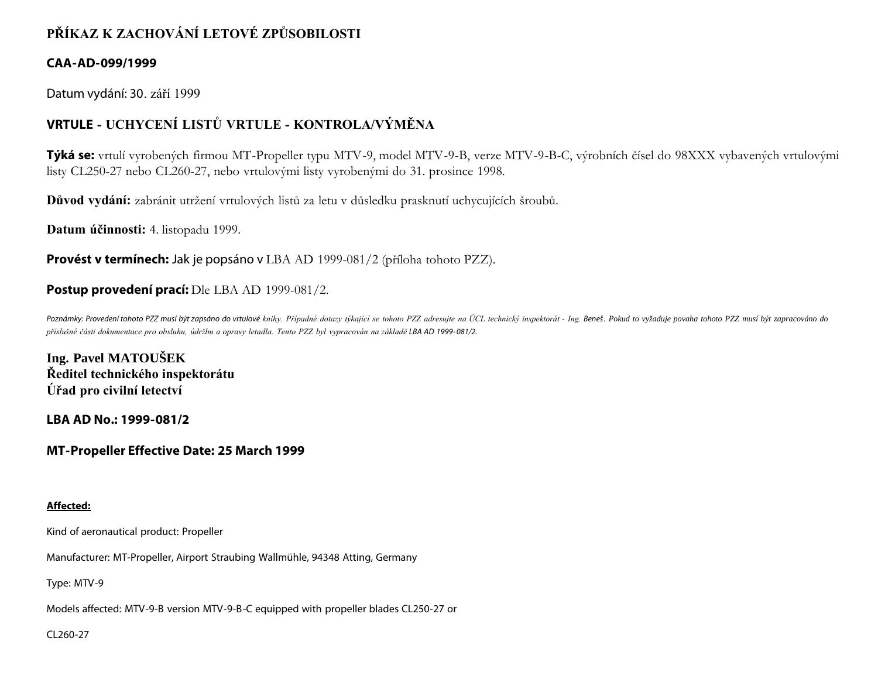# PŘÍKAZ K ZACHOVÁNÍ LETOVÉ ZPŮSOBILOSTI

## CAA-AD-099/1999

Datum vydání: 30. září 1999

## VRTULE - UCHYCENÍ LISTŮ VRTULE - KONTROLA/VÝMĚNA

**Týká se:** vrtulí vyrobených firmou MT-Propeller typu MTV-9, model MTV-9-B, verze MTV-9-B-C, výrobních čísel do 98XXX vybavených vrtulovými listy CL250-27 nebo CL260-27, nebo vrtulovými listy vyrobenými do 31. prosince 1998.

**Důvod vydání:** zabránit utržení vrtulových listů za letu v důsledku prasknutí uchycujících šroubů.

**Datum účinnosti:** 4. listopadu 1999.

**Provést v termínech:** Jak je popsáno v LBA AD 1999-081/2 (příloha tohoto PZZ).

**Postup provedení prací:** Dle LBA AD 1999-081/2.

*Poznámky: Provedení tohoto PZZ musí být zapsáno do vrtulové knihy. Případné dotazy týkající se tohoto PZZ adresujte na ÚCL technický inspektorát - Ing. Beneš. Pokud to vyžaduje povaha tohoto PZZ musí být zapracováno do příslušné části dokumentace pro obsluhu, údržbu a opravy letadla. Tento PZZ byl vypracován na základě LBA AD 1999-081/2.*

**Ing. Pavel MATOUŠEK**
**Ředitel technického inspektorátu**
**Úřad pro civilní letectví**

**LBA AD No.: 1999-081/2**

**MT-Propeller Effective Date: 25 March 1999**

**Affected:**

Kind of aeronautical product: Propeller

Manufacturer: MT-Propeller, Airport Straubing Wallmühle, 94348 Atting, Germany

Type: MTV-9

Models affected: MTV-9-B version MTV-9-B-C equipped with propeller blades CL250-27 or

CL260-27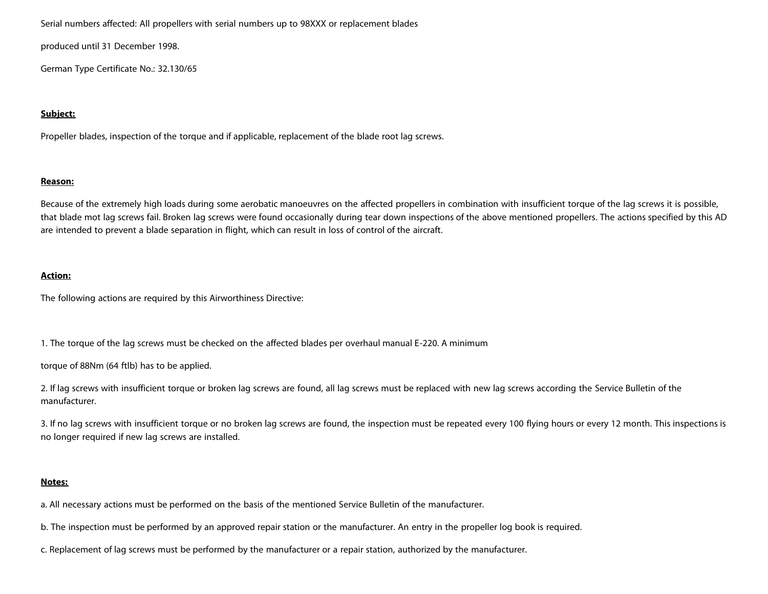Serial numbers affected: All propellers with serial numbers up to 98XXX or replacement blades

produced until 31 December 1998.

German Type Certificate No.: 32.130/65

**Subject:**

Propeller blades, inspection of the torque and if applicable, replacement of the blade root lag screws.

**Reason:**

Because of the extremely high loads during some aerobatic manoeuvres on the affected propellers in combination with insufficient torque of the lag screws it is possible, that blade mot lag screws fail. Broken lag screws were found occasionally during tear down inspections of the above mentioned propellers. The actions specified by this AD are intended to prevent a blade separation in flight, which can result in loss of control of the aircraft.

**Action:**

The following actions are required by this Airworthiness Directive:

1. The torque of the lag screws must be checked on the affected blades per overhaul manual E-220. A minimum

torque of 88Nm (64 ftlb) has to be applied.

2. If lag screws with insufficient torque or broken lag screws are found, all lag screws must be replaced with new lag screws according the Service Bulletin of the manufacturer.

3. If no lag screws with insufficient torque or no broken lag screws are found, the inspection must be repeated every 100 flying hours or every 12 month. This inspections is no longer required if new lag screws are installed.

**Notes:**

a. All necessary actions must be performed on the basis of the mentioned Service Bulletin of the manufacturer.

b. The inspection must be performed by an approved repair station or the manufacturer. An entry in the propeller log book is required.

c. Replacement of lag screws must be performed by the manufacturer or a repair station, authorized by the manufacturer.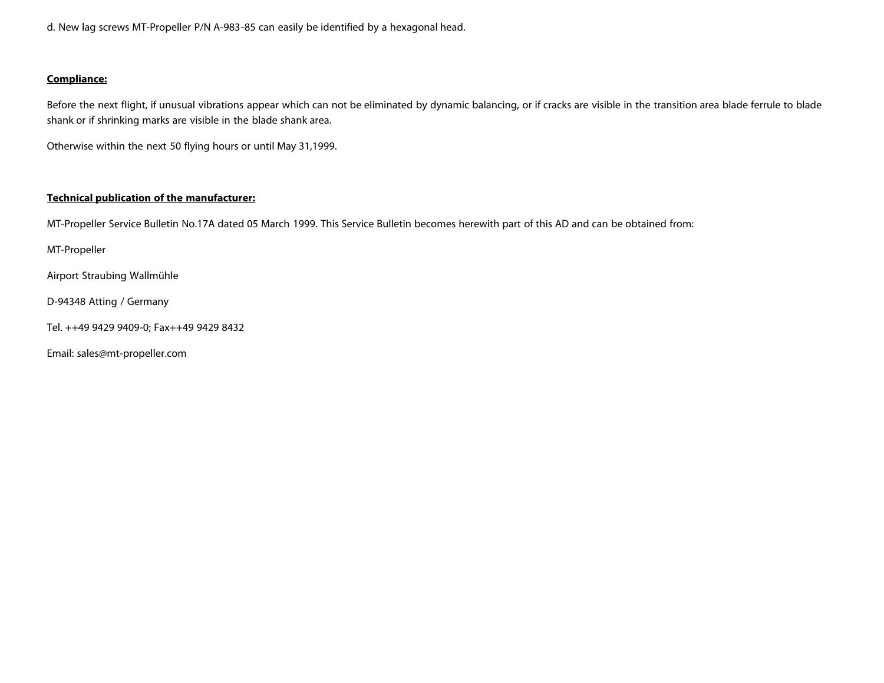d. New lag screws MT-Propeller P/N A-983-85 can easily be identified by a hexagonal head.

**Compliance:**

Before the next flight, if unusual vibrations appear which can not be eliminated by dynamic balancing, or if cracks are visible in the transition area blade ferrule to blade shank or if shrinking marks are visible in the blade shank area.

Otherwise within the next 50 flying hours or until May 31,1999.

**Technical publication of the manufacturer:**

MT-Propeller Service Bulletin No.17A dated 05 March 1999. This Service Bulletin becomes herewith part of this AD and can be obtained from:

MT-Propeller

Airport Straubing Wallmühle

D-94348 Atting / Germany

Tel. ++49 9429 9409-0; Fax++49 9429 8432

Email: sales@mt-propeller.com